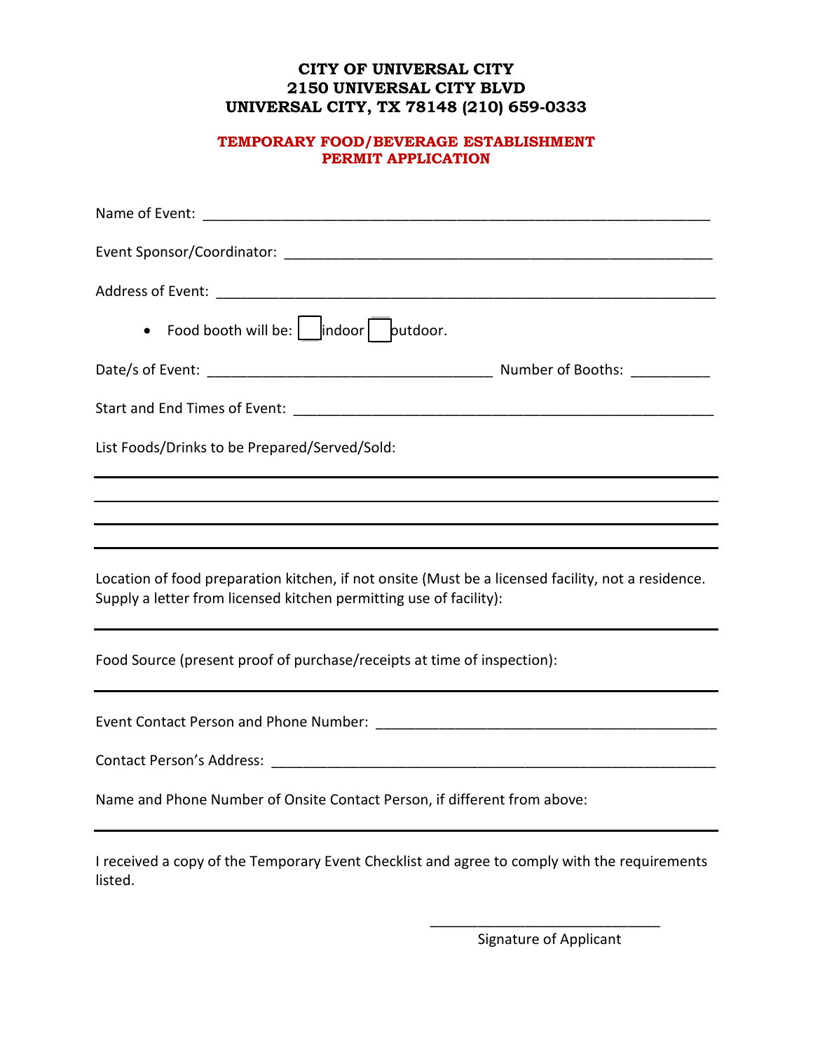**CITY OF UNIVERSAL CITY**
**2150 UNIVERSAL CITY BLVD**
**UNIVERSAL CITY, TX 78148 (210) 659-0333**

## TEMPORARY FOOD/BEVERAGE ESTABLISHMENT PERMIT APPLICATION

Name of Event: ___________________________________________________________________

Event Sponsor/Coordinator: _______________________________________________________

Address of Event: _________________________________________________________________

- Food booth will be: ☐ indoor ☐ outdoor.

Date/s of Event: ____________________________________ Number of Booths: __________

Start and End Times of Event: ______________________________________________________

List Foods/Drinks to be Prepared/Served/Sold:

___________________________________________________________________________________

___________________________________________________________________________________

___________________________________________________________________________________

___________________________________________________________________________________

Location of food preparation kitchen, if not onsite (Must be a licensed facility, not a residence. Supply a letter from licensed kitchen permitting use of facility):

___________________________________________________________________________________

Food Source (present proof of purchase/receipts at time of inspection):

___________________________________________________________________________________

Event Contact Person and Phone Number: ____________________________________________

Contact Person's Address: __________________________________________________________

Name and Phone Number of Onsite Contact Person, if different from above:

___________________________________________________________________________________

I received a copy of the Temporary Event Checklist and agree to comply with the requirements listed.

______________________________
Signature of Applicant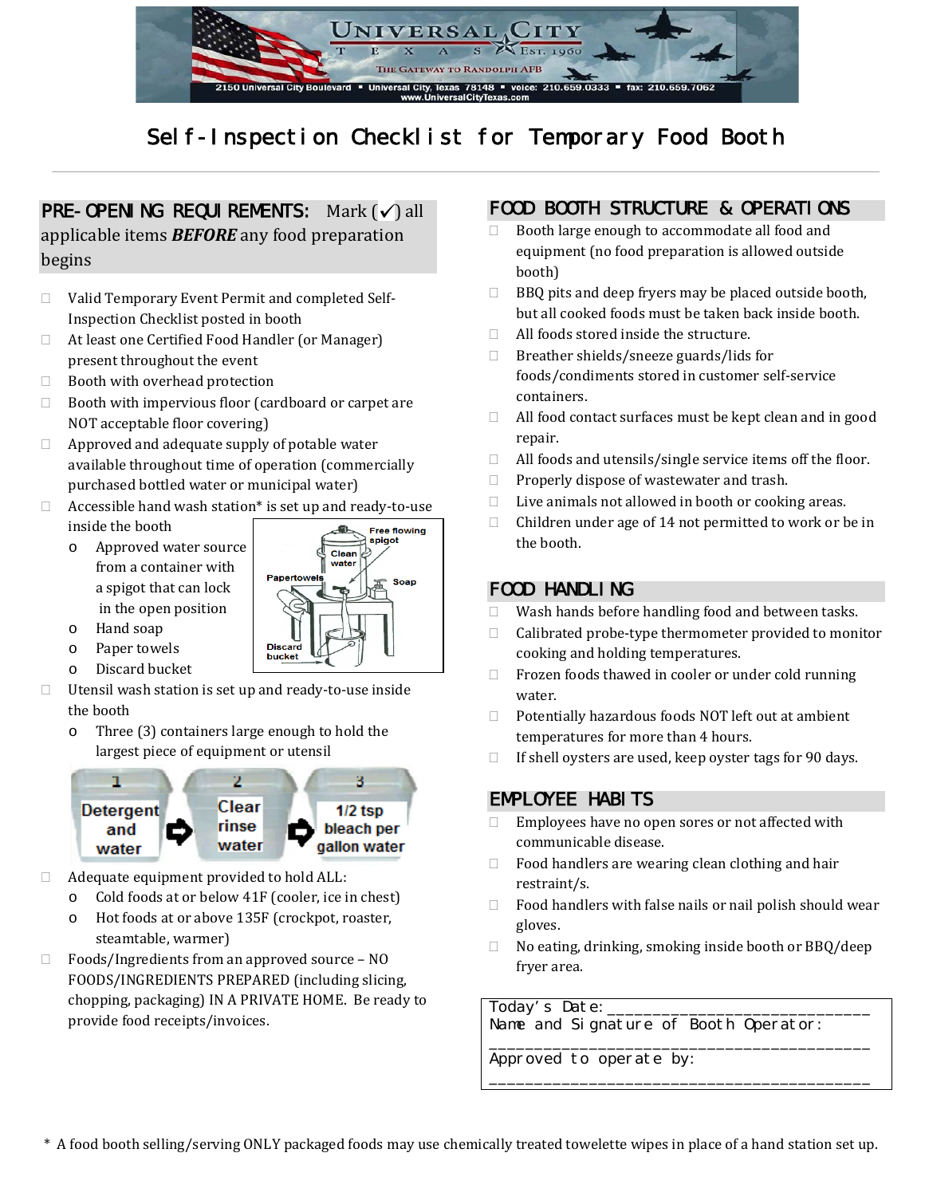Universal City, Texas — Est. 1960 — The Gateway to Randolph AFB

2150 Universal City Boulevard ▪ Universal City, Texas 78148 ▪ voice: 210.659.0333 ▪ fax: 210.659.7062
www.UniversalCityTexas.com

# Self-Inspection Checklist for Temporary Food Booth

## PRE-OPENING REQUIREMENTS: Mark (✓) all applicable items *BEFORE* any food preparation begins

- ☐ Valid Temporary Event Permit and completed Self-Inspection Checklist posted in booth
- ☐ At least one Certified Food Handler (or Manager) present throughout the event
- ☐ Booth with overhead protection
- ☐ Booth with impervious floor (cardboard or carpet are NOT acceptable floor covering)
- ☐ Approved and adequate supply of potable water available throughout time of operation (commercially purchased bottled water or municipal water)
- ☐ Accessible hand wash station* is set up and ready-to-use inside the booth
  - o Approved water source from a container with a spigot that can lock in the open position
  - o Hand soap
  - o Paper towels
  - o Discard bucket

Free flowing spigot
Clean water
Papertowels
Soap
Discard bucket

- ☐ Utensil wash station is set up and ready-to-use inside the booth
  - o Three (3) containers large enough to hold the largest piece of equipment or utensil

1 Detergent and water → 2 Clear rinse water → 3 1/2 tsp bleach per gallon water

- ☐ Adequate equipment provided to hold ALL:
  - o Cold foods at or below 41F (cooler, ice in chest)
  - o Hot foods at or above 135F (crockpot, roaster, steamtable, warmer)
- ☐ Foods/Ingredients from an approved source – NO FOODS/INGREDIENTS PREPARED (including slicing, chopping, packaging) IN A PRIVATE HOME. Be ready to provide food receipts/invoices.

## FOOD BOOTH STRUCTURE & OPERATIONS

- ☐ Booth large enough to accommodate all food and equipment (no food preparation is allowed outside booth)
- ☐ BBQ pits and deep fryers may be placed outside booth, but all cooked foods must be taken back inside booth.
- ☐ All foods stored inside the structure.
- ☐ Breather shields/sneeze guards/lids for foods/condiments stored in customer self-service containers.
- ☐ All food contact surfaces must be kept clean and in good repair.
- ☐ All foods and utensils/single service items off the floor.
- ☐ Properly dispose of wastewater and trash.
- ☐ Live animals not allowed in booth or cooking areas.
- ☐ Children under age of 14 not permitted to work or be in the booth.

## FOOD HANDLING

- ☐ Wash hands before handling food and between tasks.
- ☐ Calibrated probe-type thermometer provided to monitor cooking and holding temperatures.
- ☐ Frozen foods thawed in cooler or under cold running water.
- ☐ Potentially hazardous foods NOT left out at ambient temperatures for more than 4 hours.
- ☐ If shell oysters are used, keep oyster tags for 90 days.

## EMPLOYEE HABITS

- ☐ Employees have no open sores or not affected with communicable disease.
- ☐ Food handlers are wearing clean clothing and hair restraint/s.
- ☐ Food handlers with false nails or nail polish should wear gloves.
- ☐ No eating, drinking, smoking inside booth or BBQ/deep fryer area.

Today's Date: ____________________________

Name and Signature of Booth Operator:
__________________________________________

Approved to operate by:
__________________________________________

\* A food booth selling/serving ONLY packaged foods may use chemically treated towelette wipes in place of a hand station set up.